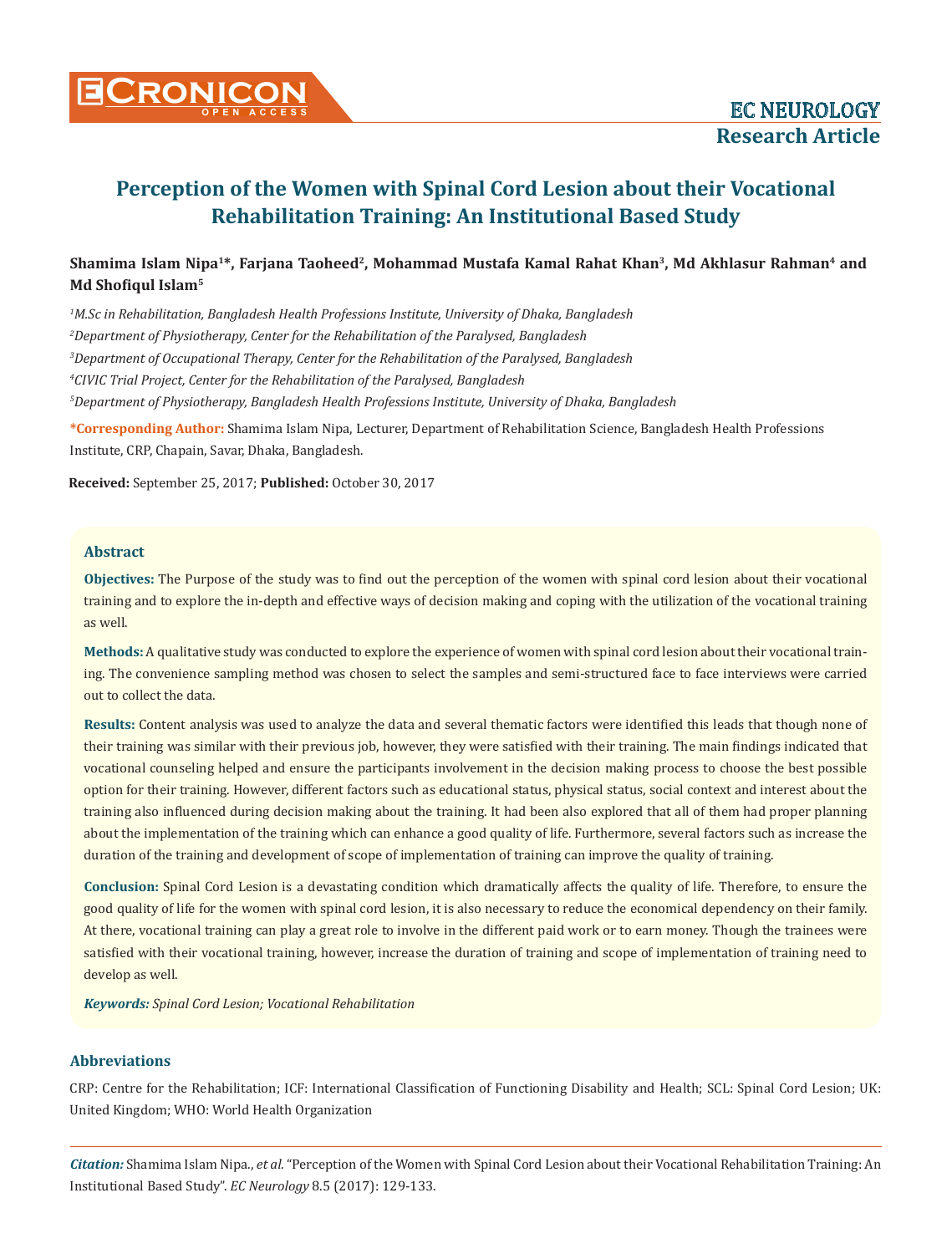# Perception of the Women with Spinal Cord Lesion about their Vocational Rehabilitation Training: An Institutional Based Study

**Shamima Islam Nipa[1]*, Farjana Taoheed[2], Mohammad Mustafa Kamal Rahat Khan[3], Md Akhlasur Rahman[4] and Md Shofiqul Islam[5]**

*[1]M.Sc in Rehabilitation, Bangladesh Health Professions Institute, University of Dhaka, Bangladesh*

*[2]Department of Physiotherapy, Center for the Rehabilitation of the Paralysed, Bangladesh*

*[3]Department of Occupational Therapy, Center for the Rehabilitation of the Paralysed, Bangladesh*

*[4]CIVIC Trial Project, Center for the Rehabilitation of the Paralysed, Bangladesh*

*[5]Department of Physiotherapy, Bangladesh Health Professions Institute, University of Dhaka, Bangladesh*

**\*Corresponding Author:** Shamima Islam Nipa, Lecturer, Department of Rehabilitation Science, Bangladesh Health Professions Institute, CRP, Chapain, Savar, Dhaka, Bangladesh.

**Received:** September 25, 2017; **Published:** October 30, 2017

## Abstract

**Objectives:** The Purpose of the study was to find out the perception of the women with spinal cord lesion about their vocational training and to explore the in-depth and effective ways of decision making and coping with the utilization of the vocational training as well.

**Methods:** A qualitative study was conducted to explore the experience of women with spinal cord lesion about their vocational training. The convenience sampling method was chosen to select the samples and semi-structured face to face interviews were carried out to collect the data.

**Results:** Content analysis was used to analyze the data and several thematic factors were identified this leads that though none of their training was similar with their previous job, however, they were satisfied with their training. The main findings indicated that vocational counseling helped and ensure the participants involvement in the decision making process to choose the best possible option for their training. However, different factors such as educational status, physical status, social context and interest about the training also influenced during decision making about the training. It had been also explored that all of them had proper planning about the implementation of the training which can enhance a good quality of life. Furthermore, several factors such as increase the duration of the training and development of scope of implementation of training can improve the quality of training.

**Conclusion:** Spinal Cord Lesion is a devastating condition which dramatically affects the quality of life. Therefore, to ensure the good quality of life for the women with spinal cord lesion, it is also necessary to reduce the economical dependency on their family. At there, vocational training can play a great role to involve in the different paid work or to earn money. Though the trainees were satisfied with their vocational training, however, increase the duration of training and scope of implementation of training need to develop as well.

***Keywords:*** *Spinal Cord Lesion; Vocational Rehabilitation*

## Abbreviations

CRP: Centre for the Rehabilitation; ICF: International Classification of Functioning Disability and Health; SCL: Spinal Cord Lesion; UK: United Kingdom; WHO: World Health Organization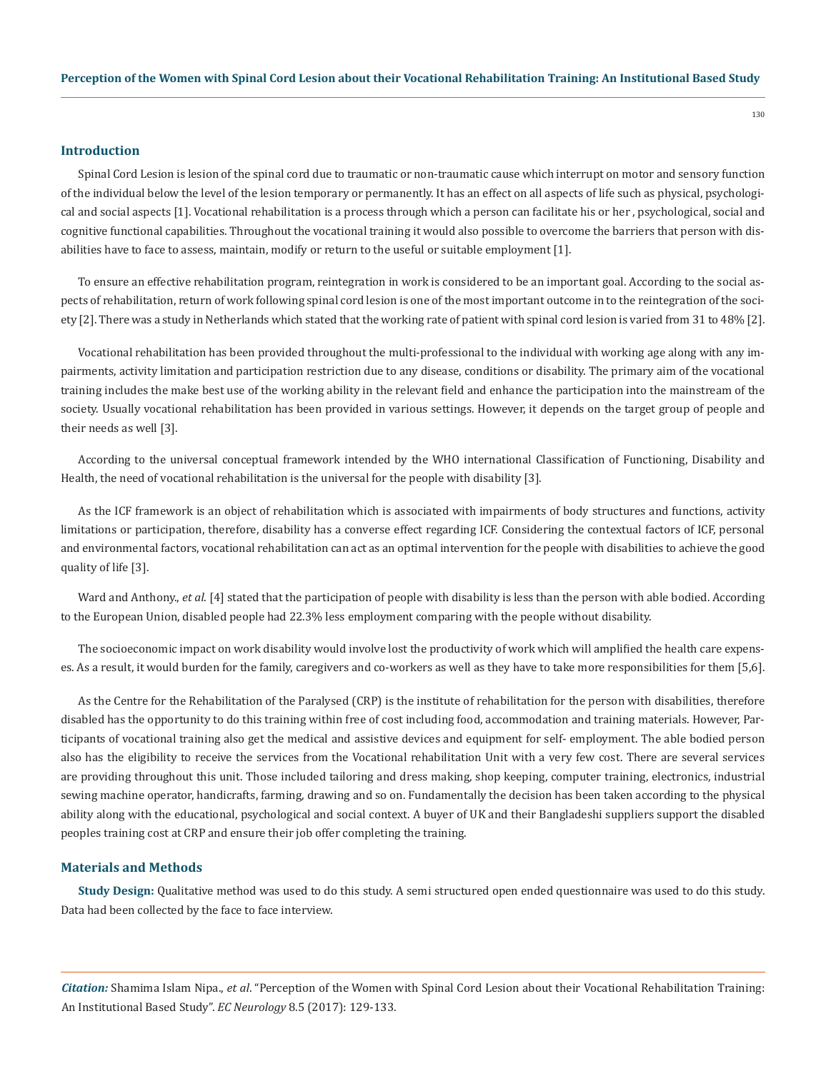## Introduction

Spinal Cord Lesion is lesion of the spinal cord due to traumatic or non-traumatic cause which interrupt on motor and sensory function of the individual below the level of the lesion temporary or permanently. It has an effect on all aspects of life such as physical, psychological and social aspects [1]. Vocational rehabilitation is a process through which a person can facilitate his or her , psychological, social and cognitive functional capabilities. Throughout the vocational training it would also possible to overcome the barriers that person with disabilities have to face to assess, maintain, modify or return to the useful or suitable employment [1].

To ensure an effective rehabilitation program, reintegration in work is considered to be an important goal. According to the social aspects of rehabilitation, return of work following spinal cord lesion is one of the most important outcome in to the reintegration of the society [2]. There was a study in Netherlands which stated that the working rate of patient with spinal cord lesion is varied from 31 to 48% [2].

Vocational rehabilitation has been provided throughout the multi-professional to the individual with working age along with any impairments, activity limitation and participation restriction due to any disease, conditions or disability. The primary aim of the vocational training includes the make best use of the working ability in the relevant field and enhance the participation into the mainstream of the society. Usually vocational rehabilitation has been provided in various settings. However, it depends on the target group of people and their needs as well [3].

According to the universal conceptual framework intended by the WHO international Classification of Functioning, Disability and Health, the need of vocational rehabilitation is the universal for the people with disability [3].

As the ICF framework is an object of rehabilitation which is associated with impairments of body structures and functions, activity limitations or participation, therefore, disability has a converse effect regarding ICF. Considering the contextual factors of ICF, personal and environmental factors, vocational rehabilitation can act as an optimal intervention for the people with disabilities to achieve the good quality of life [3].

Ward and Anthony., *et al.* [4] stated that the participation of people with disability is less than the person with able bodied. According to the European Union, disabled people had 22.3% less employment comparing with the people without disability.

The socioeconomic impact on work disability would involve lost the productivity of work which will amplified the health care expenses. As a result, it would burden for the family, caregivers and co-workers as well as they have to take more responsibilities for them [5,6].

As the Centre for the Rehabilitation of the Paralysed (CRP) is the institute of rehabilitation for the person with disabilities, therefore disabled has the opportunity to do this training within free of cost including food, accommodation and training materials. However, Participants of vocational training also get the medical and assistive devices and equipment for self- employment. The able bodied person also has the eligibility to receive the services from the Vocational rehabilitation Unit with a very few cost. There are several services are providing throughout this unit. Those included tailoring and dress making, shop keeping, computer training, electronics, industrial sewing machine operator, handicrafts, farming, drawing and so on. Fundamentally the decision has been taken according to the physical ability along with the educational, psychological and social context. A buyer of UK and their Bangladeshi suppliers support the disabled peoples training cost at CRP and ensure their job offer completing the training.

## Materials and Methods

**Study Design:** Qualitative method was used to do this study. A semi structured open ended questionnaire was used to do this study. Data had been collected by the face to face interview.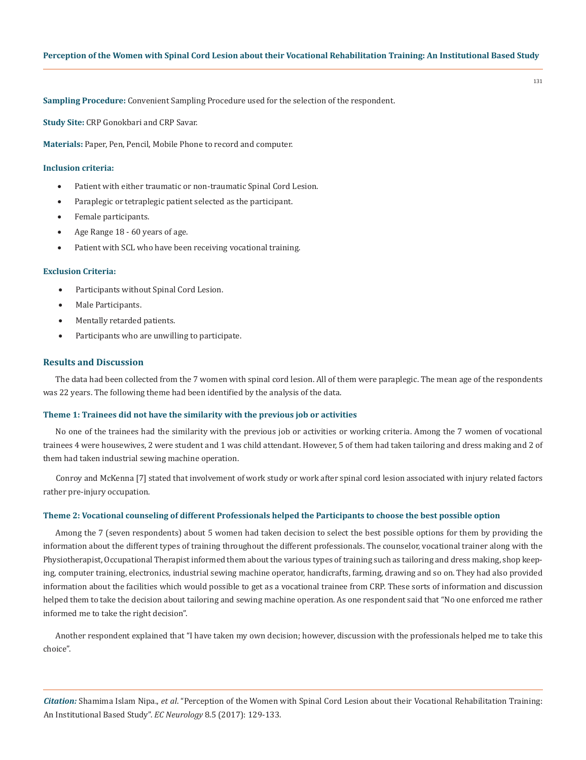**Sampling Procedure:** Convenient Sampling Procedure used for the selection of the respondent.

**Study Site:** CRP Gonokbari and CRP Savar.

**Materials:** Paper, Pen, Pencil, Mobile Phone to record and computer.

#### Inclusion criteria:

- Patient with either traumatic or non-traumatic Spinal Cord Lesion.
- Paraplegic or tetraplegic patient selected as the participant.
- Female participants.
- Age Range 18 - 60 years of age.
- Patient with SCL who have been receiving vocational training.

#### Exclusion Criteria:

- Participants without Spinal Cord Lesion.
- Male Participants.
- Mentally retarded patients.
- Participants who are unwilling to participate.

## Results and Discussion

The data had been collected from the 7 women with spinal cord lesion. All of them were paraplegic. The mean age of the respondents was 22 years. The following theme had been identified by the analysis of the data.

#### Theme 1: Trainees did not have the similarity with the previous job or activities

No one of the trainees had the similarity with the previous job or activities or working criteria. Among the 7 women of vocational trainees 4 were housewives, 2 were student and 1 was child attendant. However, 5 of them had taken tailoring and dress making and 2 of them had taken industrial sewing machine operation.

Conroy and McKenna [7] stated that involvement of work study or work after spinal cord lesion associated with injury related factors rather pre-injury occupation.

#### Theme 2: Vocational counseling of different Professionals helped the Participants to choose the best possible option

Among the 7 (seven respondents) about 5 women had taken decision to select the best possible options for them by providing the information about the different types of training throughout the different professionals. The counselor, vocational trainer along with the Physiotherapist, Occupational Therapist informed them about the various types of training such as tailoring and dress making, shop keeping, computer training, electronics, industrial sewing machine operator, handicrafts, farming, drawing and so on. They had also provided information about the facilities which would possible to get as a vocational trainee from CRP. These sorts of information and discussion helped them to take the decision about tailoring and sewing machine operation. As one respondent said that "No one enforced me rather informed me to take the right decision".

Another respondent explained that "I have taken my own decision; however, discussion with the professionals helped me to take this choice".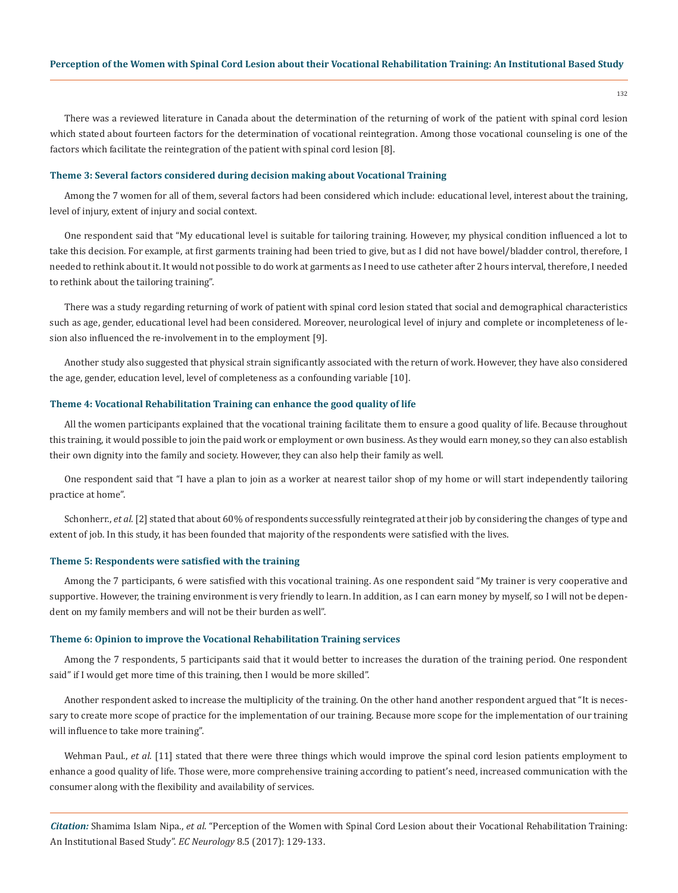There was a reviewed literature in Canada about the determination of the returning of work of the patient with spinal cord lesion which stated about fourteen factors for the determination of vocational reintegration. Among those vocational counseling is one of the factors which facilitate the reintegration of the patient with spinal cord lesion [8].

#### Theme 3: Several factors considered during decision making about Vocational Training

Among the 7 women for all of them, several factors had been considered which include: educational level, interest about the training, level of injury, extent of injury and social context.

One respondent said that "My educational level is suitable for tailoring training. However, my physical condition influenced a lot to take this decision. For example, at first garments training had been tried to give, but as I did not have bowel/bladder control, therefore, I needed to rethink about it. It would not possible to do work at garments as I need to use catheter after 2 hours interval, therefore, I needed to rethink about the tailoring training".

There was a study regarding returning of work of patient with spinal cord lesion stated that social and demographical characteristics such as age, gender, educational level had been considered. Moreover, neurological level of injury and complete or incompleteness of lesion also influenced the re-involvement in to the employment [9].

Another study also suggested that physical strain significantly associated with the return of work. However, they have also considered the age, gender, education level, level of completeness as a confounding variable [10].

#### Theme 4: Vocational Rehabilitation Training can enhance the good quality of life

All the women participants explained that the vocational training facilitate them to ensure a good quality of life. Because throughout this training, it would possible to join the paid work or employment or own business. As they would earn money, so they can also establish their own dignity into the family and society. However, they can also help their family as well.

One respondent said that "I have a plan to join as a worker at nearest tailor shop of my home or will start independently tailoring practice at home".

Schonherr., *et al*. [2] stated that about 60% of respondents successfully reintegrated at their job by considering the changes of type and extent of job. In this study, it has been founded that majority of the respondents were satisfied with the lives.

#### Theme 5: Respondents were satisfied with the training

Among the 7 participants, 6 were satisfied with this vocational training. As one respondent said "My trainer is very cooperative and supportive. However, the training environment is very friendly to learn. In addition, as I can earn money by myself, so I will not be dependent on my family members and will not be their burden as well".

#### Theme 6: Opinion to improve the Vocational Rehabilitation Training services

Among the 7 respondents, 5 participants said that it would better to increases the duration of the training period. One respondent said" if I would get more time of this training, then I would be more skilled".

Another respondent asked to increase the multiplicity of the training. On the other hand another respondent argued that "It is necessary to create more scope of practice for the implementation of our training. Because more scope for the implementation of our training will influence to take more training".

Wehman Paul., *et al*. [11] stated that there were three things which would improve the spinal cord lesion patients employment to enhance a good quality of life. Those were, more comprehensive training according to patient's need, increased communication with the consumer along with the flexibility and availability of services.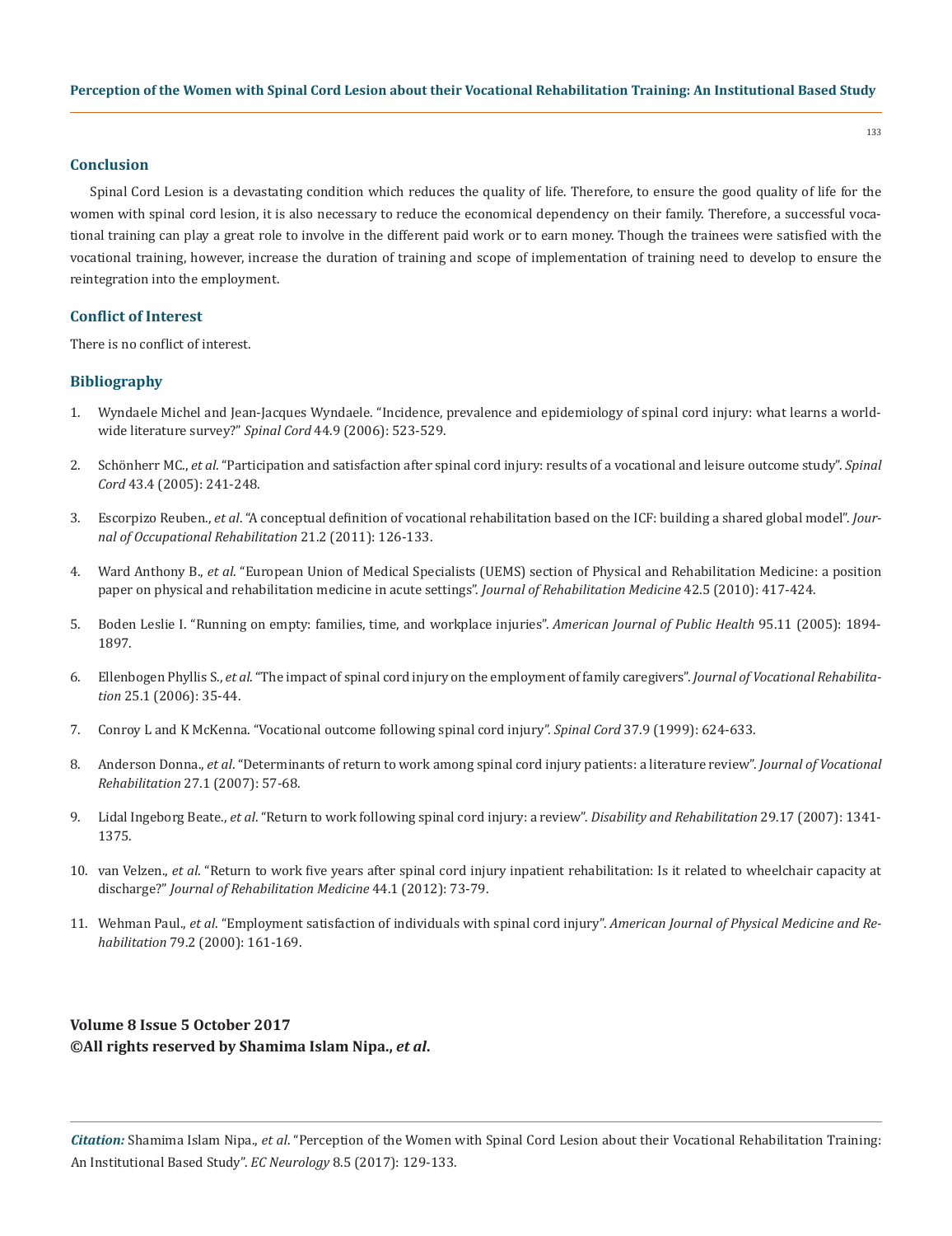## Conclusion

Spinal Cord Lesion is a devastating condition which reduces the quality of life. Therefore, to ensure the good quality of life for the women with spinal cord lesion, it is also necessary to reduce the economical dependency on their family. Therefore, a successful vocational training can play a great role to involve in the different paid work or to earn money. Though the trainees were satisfied with the vocational training, however, increase the duration of training and scope of implementation of training need to develop to ensure the reintegration into the employment.

## Conflict of Interest

There is no conflict of interest.

## Bibliography

1. Wyndaele Michel and Jean-Jacques Wyndaele. "Incidence, prevalence and epidemiology of spinal cord injury: what learns a worldwide literature survey?" *Spinal Cord* 44.9 (2006): 523-529.
2. Schönherr MC., *et al*. "Participation and satisfaction after spinal cord injury: results of a vocational and leisure outcome study". *Spinal Cord* 43.4 (2005): 241-248.
3. Escorpizo Reuben., *et al*. "A conceptual definition of vocational rehabilitation based on the ICF: building a shared global model". *Journal of Occupational Rehabilitation* 21.2 (2011): 126-133.
4. Ward Anthony B., *et al*. "European Union of Medical Specialists (UEMS) section of Physical and Rehabilitation Medicine: a position paper on physical and rehabilitation medicine in acute settings". *Journal of Rehabilitation Medicine* 42.5 (2010): 417-424.
5. Boden Leslie I. "Running on empty: families, time, and workplace injuries". *American Journal of Public Health* 95.11 (2005): 1894-1897.
6. Ellenbogen Phyllis S., *et al*. "The impact of spinal cord injury on the employment of family caregivers". *Journal of Vocational Rehabilitation* 25.1 (2006): 35-44.
7. Conroy L and K McKenna. "Vocational outcome following spinal cord injury". *Spinal Cord* 37.9 (1999): 624-633.
8. Anderson Donna., *et al*. "Determinants of return to work among spinal cord injury patients: a literature review". *Journal of Vocational Rehabilitation* 27.1 (2007): 57-68.
9. Lidal Ingeborg Beate., *et al*. "Return to work following spinal cord injury: a review". *Disability and Rehabilitation* 29.17 (2007): 1341-1375.
10. van Velzen., *et al*. "Return to work five years after spinal cord injury inpatient rehabilitation: Is it related to wheelchair capacity at discharge?" *Journal of Rehabilitation Medicine* 44.1 (2012): 73-79.
11. Wehman Paul., *et al*. "Employment satisfaction of individuals with spinal cord injury". *American Journal of Physical Medicine and Rehabilitation* 79.2 (2000): 161-169.

**Volume 8 Issue 5 October 2017**
**©All rights reserved by Shamima Islam Nipa., *et al*.**